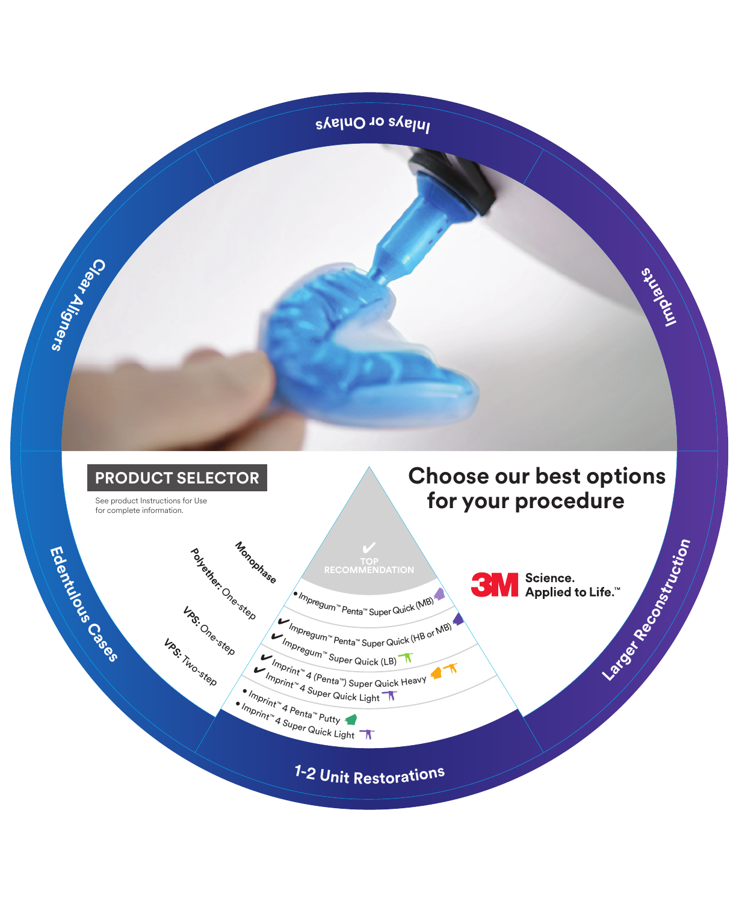Inlays or Onlays

Clear Aligners

Implants

Edentulous Cases

Larger Reconstruction

1-2 Unit Restorations

## PRODUCT SELECTOR

See product Instructions for Use for complete information.

# Choose our best options for your procedure

3M Science. Applied to Life.™

✔ TOP RECOMMENDATION

**Monophase**
- Impregum™ Penta™ Super Quick (MB)

**Polyether:** One-step
- ✔ Impregum™ Penta™ Super Quick (HB or MB)
- ✔ Impregum™ Super Quick (LB)

**VPS:** One-step
- ✔ Imprint™ 4 (Penta™) Super Quick Heavy
- ✔ Imprint™ 4 Super Quick Light

**VPS:** Two-step
- Imprint™ 4 Penta™ Putty
- Imprint™ 4 Super Quick Light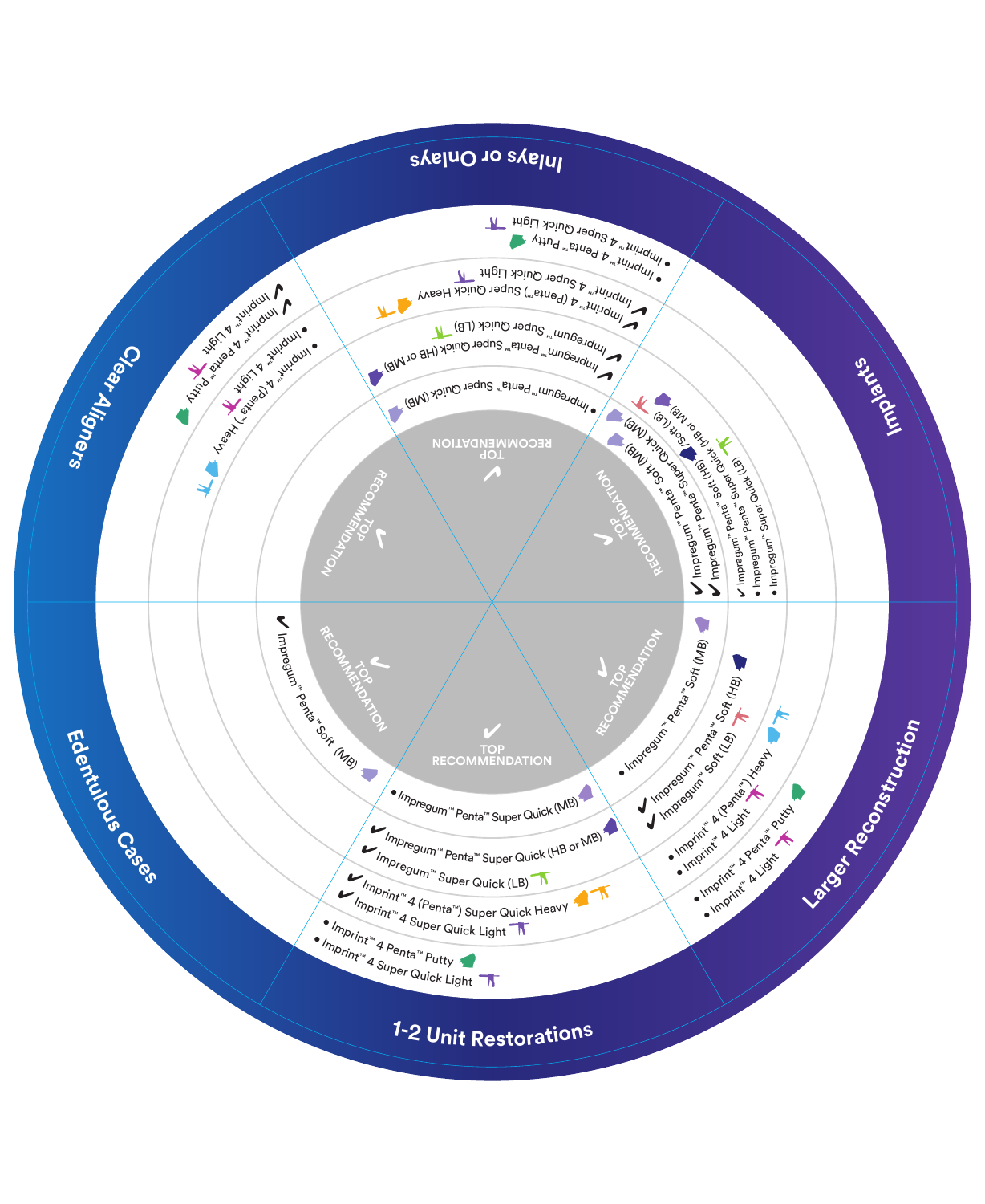## Inlays or Onlays

TOP RECOMMENDATION

- Impregum™ Penta™ Super Quick (MB)

✔ Impregum™ Penta™ Super Quick (HB or MB)
✔ Impregum™ Super Quick (LB)

✔ Imprint™ 4 (Penta™) Super Quick Heavy
✔ Imprint™ 4 Super Quick Light

- Imprint™ 4 Penta™ Putty
- Imprint™ 4 Super Quick Light

## Implants

TOP RECOMMENDATION

✔ Impregum™ Penta™ Soft (MB)
✔ Impregum™ Penta™ Super Quick (MB)

✔ Impregum™ Penta™ Soft (HB)
✔ Impregum™ Soft (LB)

✔ Impregum™ Penta™ Super Quick (HB or MB)
- Impregum™ Penta™ Super Quick (LB)
- Impregum™ Super Quick (LB)

## Larger Reconstruction

TOP RECOMMENDATION

- Impregum™ Penta™ Soft (MB)

✔ Impregum™ Penta™ Soft (HB)
✔ Impregum™ Soft (LB)

- Imprint™ 4 (Penta™) Heavy
- Imprint™ 4 Light

- Imprint™ 4 Penta™ Putty
- Imprint™ 4 Light

## 1-2 Unit Restorations

TOP RECOMMENDATION

- Impregum™ Penta™ Super Quick (MB)

✔ Impregum™ Penta™ Super Quick (HB or MB)
✔ Impregum™ Super Quick (LB)

✔ Imprint™ 4 (Penta™) Super Quick Heavy
✔ Imprint™ 4 Super Quick Light

- Imprint™ 4 Penta™ Putty
- Imprint™ 4 Super Quick Light

## Edentulous Cases

TOP RECOMMENDATION

✔ Impregum™ Penta™ Soft (MB)

## Clear Aligners

TOP RECOMMENDATION

- Imprint™ 4 (Penta™) Heavy
- Imprint™ 4 Light

✔ Imprint™ 4 Penta™ Putty
✔ Imprint™ 4 Light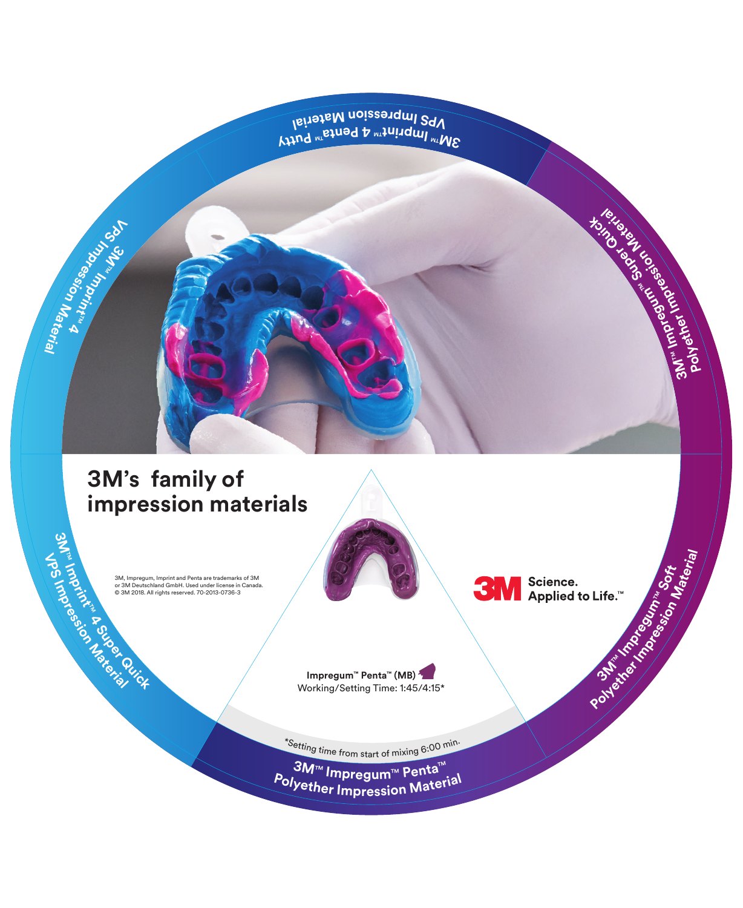# 3M's family of impression materials

3M™ Imprint™ 4 Penta™ Putty VPS Impression Material

3M™ Impregum™ Super Quick Polyether Impression Material

3M™ Impregum™ Soft Polyether Impression Material

3M™ Impregum™ Penta™ Polyether Impression Material

3M™ Imprint™ 4 Super Quick VPS Impression Material

3M™ Imprint™ 4 VPS Impression Material

**Impregum™ Penta™ (MB)**
Working/Setting Time: 1:45/4:15*

*Setting time from start of mixing 6:00 min.

3M, Impregum, Imprint and Penta are trademarks of 3M or 3M Deutschland GmbH. Used under license in Canada. © 3M 2018. All rights reserved. 70-2013-0736-3

3M Science. Applied to Life.™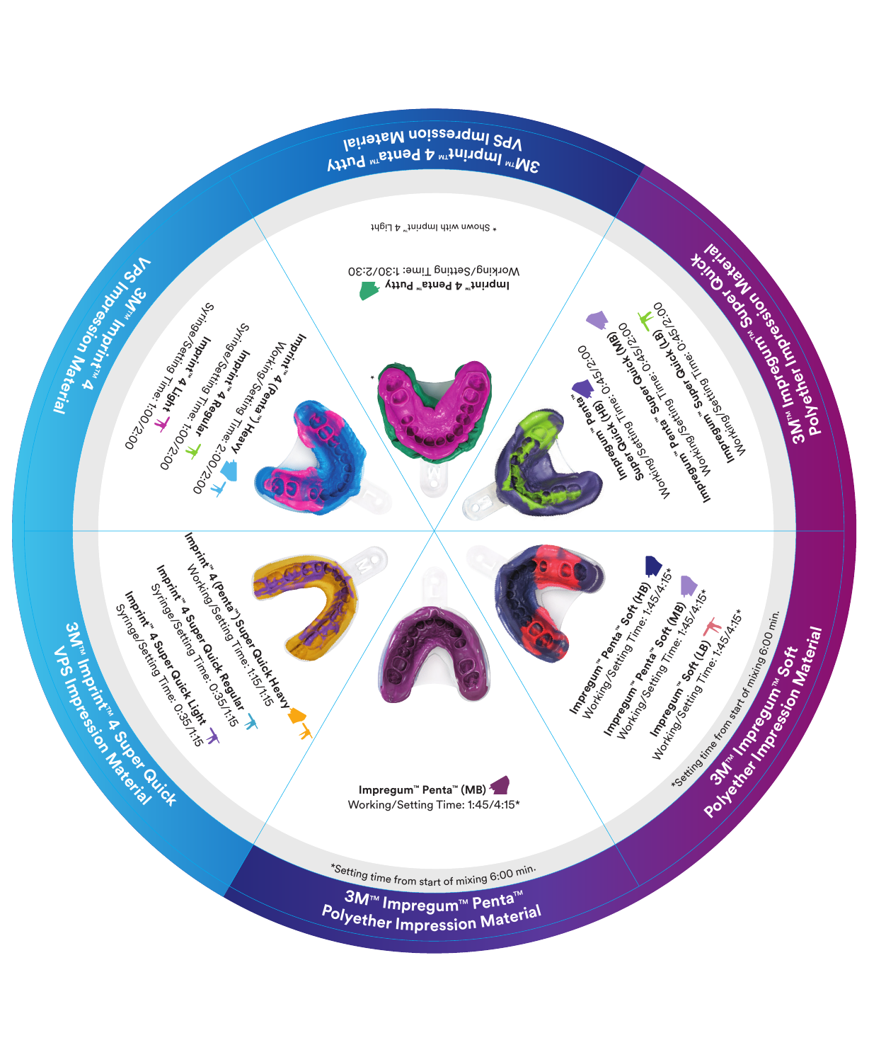## 3M™ Imprint™ 4 Penta™ Putty VPS Impression Material

**Imprint™ 4 Penta™ Putty**
Working/Setting Time: 1:30/2:30

* Shown with Imprint™ 4 Light

## 3M™ Impregum™ Super Quick Polyether Impression Material

**Impregum™ Super Quick (LB)**
Working/Setting Time: 0:45/2:00

**Impregum™ Penta™ Super Quick (MB)**
Working/Setting Time: 0:45/2:00

**Impregum™ Penta™ Super Quick (HB)**
Working/Setting Time: 0:45/2:00

## 3M™ Impregum™ Soft Polyether Impression Material

**Impregum™ Penta™ Soft (HB)**
Working/Setting Time: 1:45/4:15*

**Impregum™ Penta™ Soft (MB)**
Working/Setting Time: 1:45/4:15*

**Impregum™ Soft (LB)**
Working/Setting Time: 1:45/4:15*

*Setting time from start of mixing 6:00 min.

## 3M™ Impregum™ Penta™ Polyether Impression Material

**Impregum™ Penta™ (MB)**
Working/Setting Time: 1:45/4:15*

*Setting time from start of mixing 6:00 min.

## 3M™ Imprint™ 4 Super Quick VPS Impression Material

**Imprint™ 4 (Penta™) Super Quick Heavy**
Working/Setting Time: 1:15/1:15

**Imprint™ 4 Super Quick Regular**
Syringe/Setting Time: 0:35/1:15

**Imprint™ 4 Super Quick Light**
Syringe/Setting Time: 0:35/1:15

## 3M™ Imprint™ 4 VPS Impression Material

**Imprint™ 4 (Penta™) Heavy**
Working/Setting Time: 2:00/2:00

**Imprint™ 4 Regular**
Syringe/Setting Time: 1:00/2:00

**Imprint™ 4 Light**
Syringe/Setting Time: 1:00/2:00